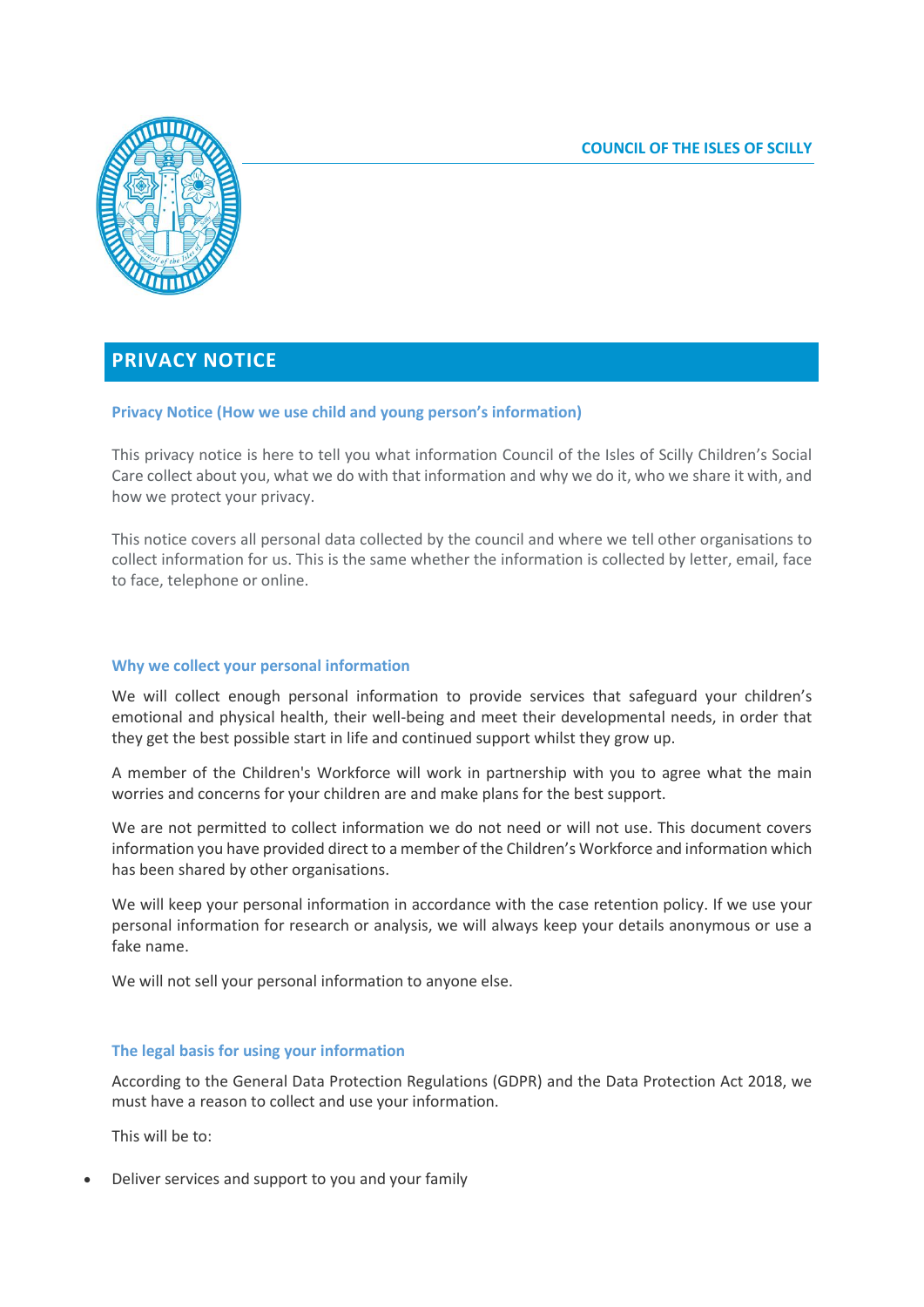COUNCIL OF THE ISLES OF SCILLY

# PRIVACY NOTICE

## Privacy Notice (How we use child and young person's information)

This privacy notice is here to tell you what information Council of the Isles of Scilly Children's Social Care collect about you, what we do with that information and why we do it, who we share it with, and how we protect your privacy.

This notice covers all personal data collected by the council and where we tell other organisations to collect information for us. This is the same whether the information is collected by letter, email, face to face, telephone or online.

## Why we collect your personal information

We will collect enough personal information to provide services that safeguard your children's emotional and physical health, their well-being and meet their developmental needs, in order that they get the best possible start in life and continued support whilst they grow up.

A member of the Children's Workforce will work in partnership with you to agree what the main worries and concerns for your children are and make plans for the best support.

We are not permitted to collect information we do not need or will not use. This document covers information you have provided direct to a member of the Children's Workforce and information which has been shared by other organisations.

We will keep your personal information in accordance with the case retention policy. If we use your personal information for research or analysis, we will always keep your details anonymous or use a fake name.

We will not sell your personal information to anyone else.

## The legal basis for using your information

According to the General Data Protection Regulations (GDPR) and the Data Protection Act 2018, we must have a reason to collect and use your information.

This will be to:

- Deliver services and support to you and your family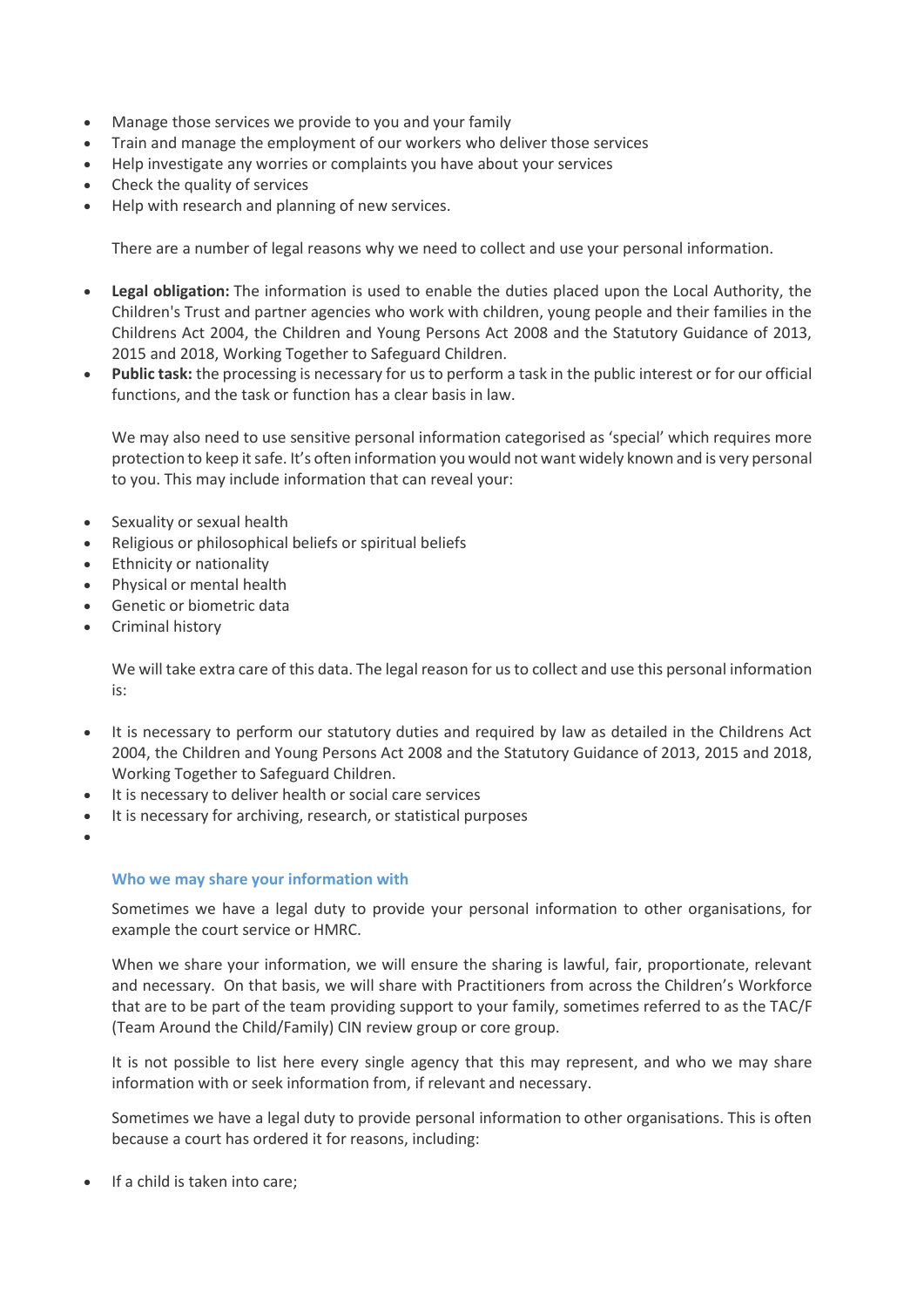- Manage those services we provide to you and your family
- Train and manage the employment of our workers who deliver those services
- Help investigate any worries or complaints you have about your services
- Check the quality of services
- Help with research and planning of new services.

There are a number of legal reasons why we need to collect and use your personal information.

- **Legal obligation:** The information is used to enable the duties placed upon the Local Authority, the Children's Trust and partner agencies who work with children, young people and their families in the Childrens Act 2004, the Children and Young Persons Act 2008 and the Statutory Guidance of 2013, 2015 and 2018, Working Together to Safeguard Children.
- **Public task:** the processing is necessary for us to perform a task in the public interest or for our official functions, and the task or function has a clear basis in law.

We may also need to use sensitive personal information categorised as 'special' which requires more protection to keep it safe. It's often information you would not want widely known and is very personal to you. This may include information that can reveal your:

- Sexuality or sexual health
- Religious or philosophical beliefs or spiritual beliefs
- Ethnicity or nationality
- Physical or mental health
- Genetic or biometric data
- Criminal history

We will take extra care of this data. The legal reason for us to collect and use this personal information is:

- It is necessary to perform our statutory duties and required by law as detailed in the Childrens Act 2004, the Children and Young Persons Act 2008 and the Statutory Guidance of 2013, 2015 and 2018, Working Together to Safeguard Children.
- It is necessary to deliver health or social care services
- It is necessary for archiving, research, or statistical purposes

### Who we may share your information with

Sometimes we have a legal duty to provide your personal information to other organisations, for example the court service or HMRC.

When we share your information, we will ensure the sharing is lawful, fair, proportionate, relevant and necessary. On that basis, we will share with Practitioners from across the Children's Workforce that are to be part of the team providing support to your family, sometimes referred to as the TAC/F (Team Around the Child/Family) CIN review group or core group.

It is not possible to list here every single agency that this may represent, and who we may share information with or seek information from, if relevant and necessary.

Sometimes we have a legal duty to provide personal information to other organisations. This is often because a court has ordered it for reasons, including:

- If a child is taken into care;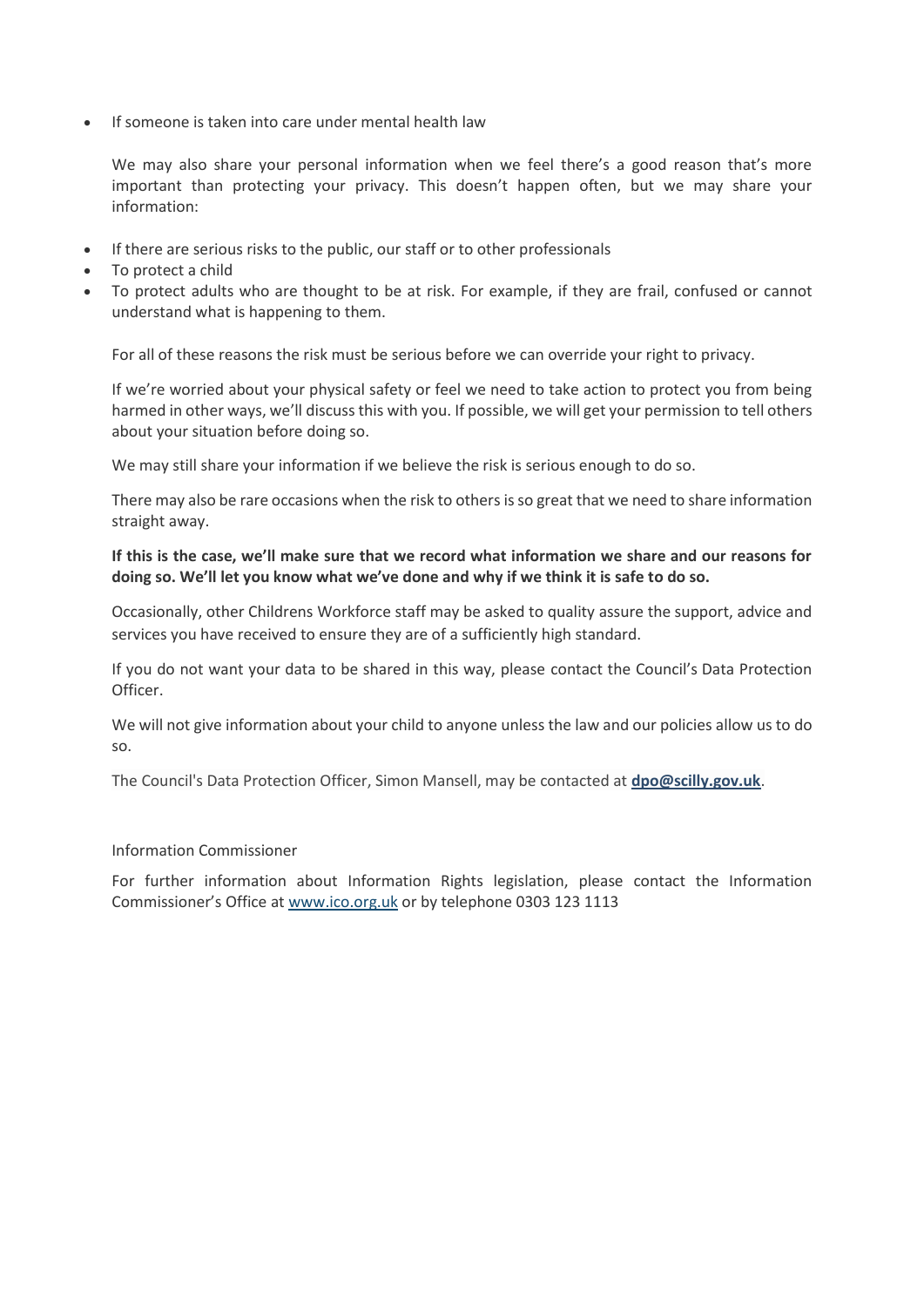- If someone is taken into care under mental health law

We may also share your personal information when we feel there's a good reason that's more important than protecting your privacy. This doesn't happen often, but we may share your information:

- If there are serious risks to the public, our staff or to other professionals
- To protect a child
- To protect adults who are thought to be at risk. For example, if they are frail, confused or cannot understand what is happening to them.

For all of these reasons the risk must be serious before we can override your right to privacy.

If we're worried about your physical safety or feel we need to take action to protect you from being harmed in other ways, we'll discuss this with you. If possible, we will get your permission to tell others about your situation before doing so.

We may still share your information if we believe the risk is serious enough to do so.

There may also be rare occasions when the risk to others is so great that we need to share information straight away.

**If this is the case, we'll make sure that we record what information we share and our reasons for doing so. We'll let you know what we've done and why if we think it is safe to do so.**

Occasionally, other Childrens Workforce staff may be asked to quality assure the support, advice and services you have received to ensure they are of a sufficiently high standard.

If you do not want your data to be shared in this way, please contact the Council's Data Protection Officer.

We will not give information about your child to anyone unless the law and our policies allow us to do so.

The Council's Data Protection Officer, Simon Mansell, may be contacted at **dpo@scilly.gov.uk**.

Information Commissioner

For further information about Information Rights legislation, please contact the Information Commissioner's Office at www.ico.org.uk or by telephone 0303 123 1113